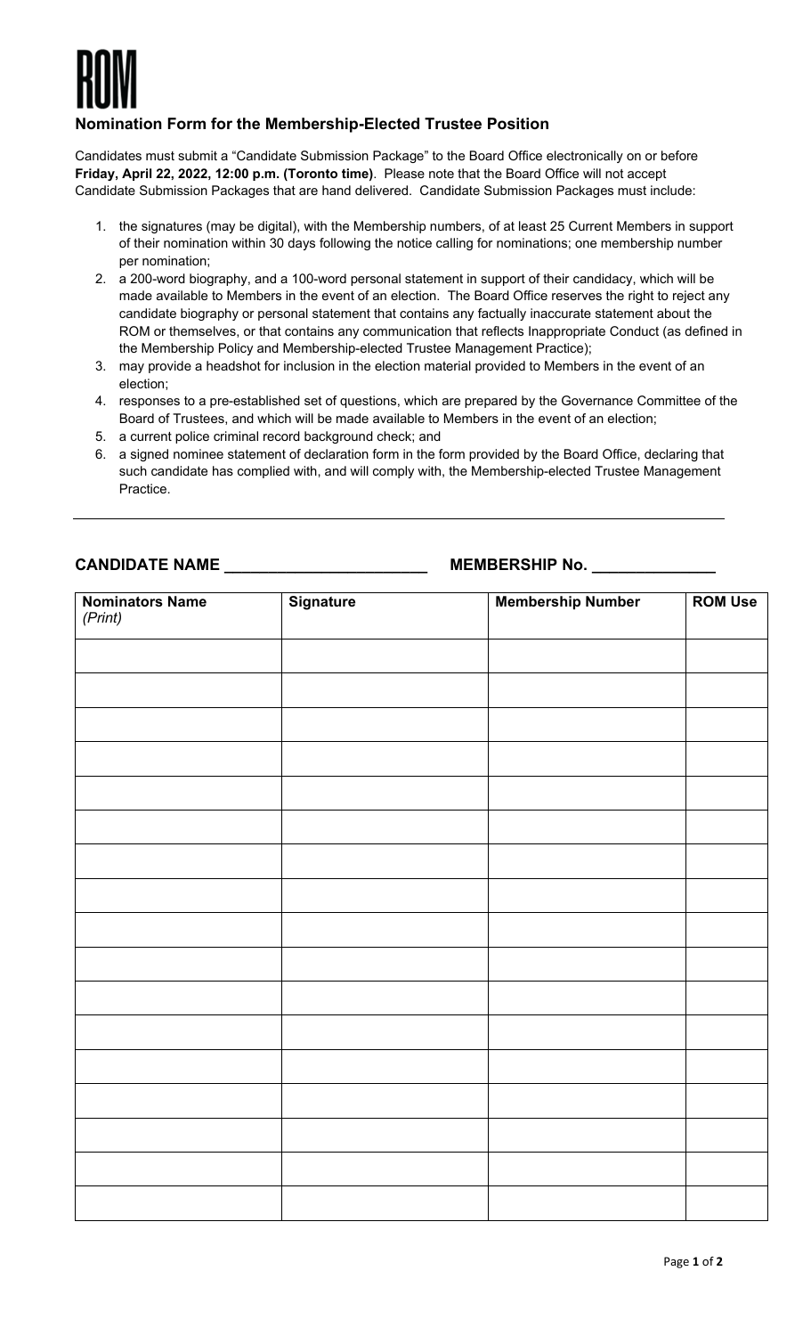# ROM

## Nomination Form for the Membership-Elected Trustee Position

Candidates must submit a "Candidate Submission Package" to the Board Office electronically on or before **Friday, April 22, 2022, 12:00 p.m. (Toronto time)**. Please note that the Board Office will not accept Candidate Submission Packages that are hand delivered. Candidate Submission Packages must include:

1. the signatures (may be digital), with the Membership numbers, of at least 25 Current Members in support of their nomination within 30 days following the notice calling for nominations; one membership number per nomination;
2. a 200-word biography, and a 100-word personal statement in support of their candidacy, which will be made available to Members in the event of an election. The Board Office reserves the right to reject any candidate biography or personal statement that contains any factually inaccurate statement about the ROM or themselves, or that contains any communication that reflects Inappropriate Conduct (as defined in the Membership Policy and Membership-elected Trustee Management Practice);
3. may provide a headshot for inclusion in the election material provided to Members in the event of an election;
4. responses to a pre-established set of questions, which are prepared by the Governance Committee of the Board of Trustees, and which will be made available to Members in the event of an election;
5. a current police criminal record background check; and
6. a signed nominee statement of declaration form in the form provided by the Board Office, declaring that such candidate has complied with, and will comply with, the Membership-elected Trustee Management Practice.

---

**CANDIDATE NAME** ______________________ **MEMBERSHIP No.** _____________

| **Nominators Name** *(Print)* | **Signature** | **Membership Number** | **ROM Use** |
|---|---|---|---|
| | | | |
| | | | |
| | | | |
| | | | |
| | | | |
| | | | |
| | | | |
| | | | |
| | | | |
| | | | |
| | | | |
| | | | |
| | | | |
| | | | |
| | | | |
| | | | |
| | | | |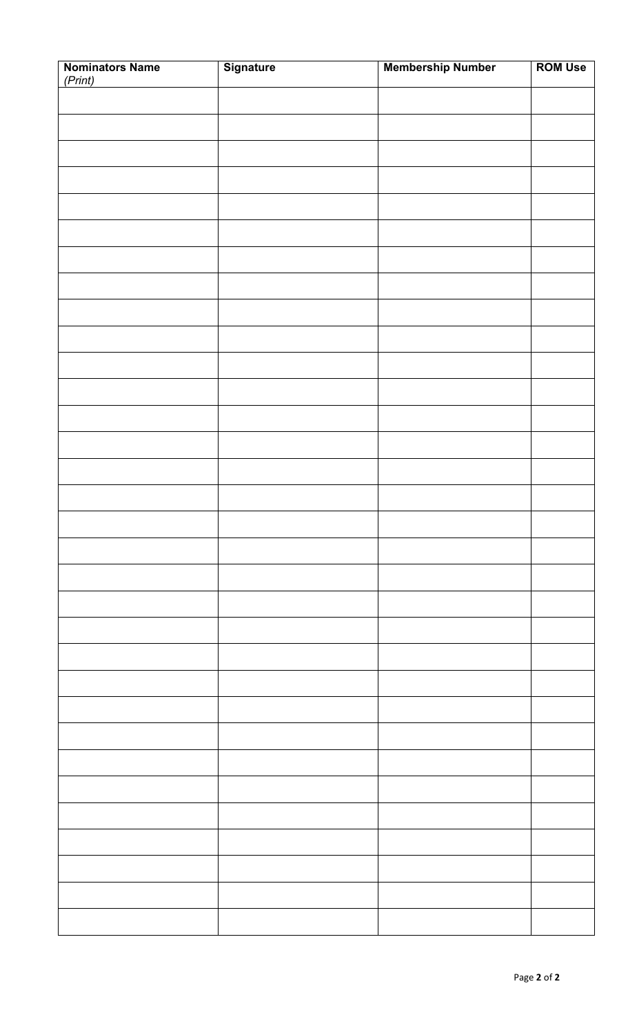| **Nominators Name** *(Print)* | **Signature** | **Membership Number** | **ROM Use** |
|---|---|---|---|
| | | | |
| | | | |
| | | | |
| | | | |
| | | | |
| | | | |
| | | | |
| | | | |
| | | | |
| | | | |
| | | | |
| | | | |
| | | | |
| | | | |
| | | | |
| | | | |
| | | | |
| | | | |
| | | | |
| | | | |
| | | | |
| | | | |
| | | | |
| | | | |
| | | | |
| | | | |
| | | | |
| | | | |
| | | | |
| | | | |
| | | | |
| | | | |